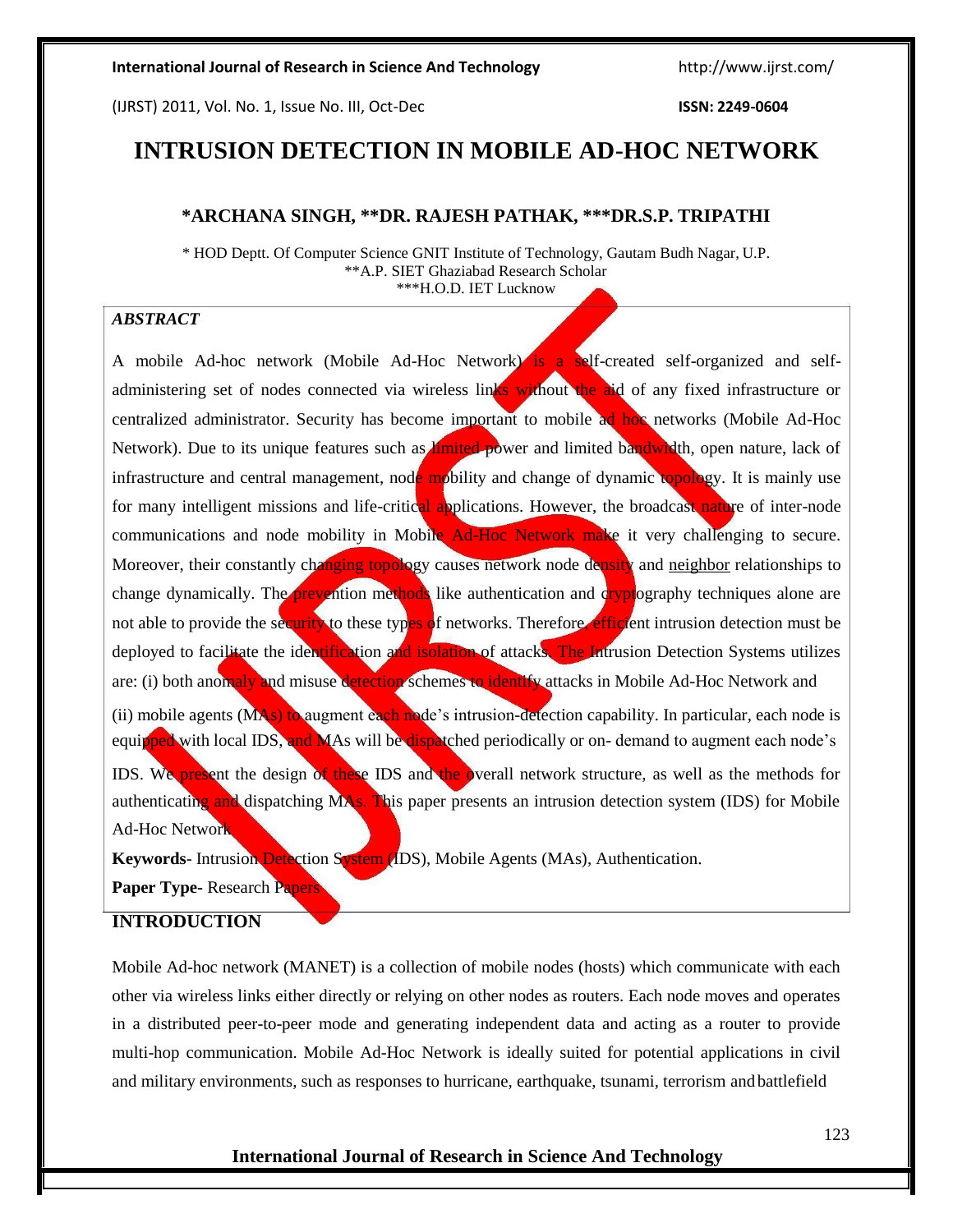# INTRUSION DETECTION IN MOBILE AD-HOC NETWORK

**\*ARCHANA SINGH, \*\*DR. RAJESH PATHAK, \*\*\*DR.S.P. TRIPATHI**

\* HOD Deptt. Of Computer Science GNIT Institute of Technology, Gautam Budh Nagar, U.P.
\*\*A.P. SIET Ghaziabad Research Scholar
\*\*\*H.O.D. IET Lucknow

### *ABSTRACT*

A mobile Ad-hoc network (Mobile Ad-Hoc Network) is a self-created self-organized and self-administering set of nodes connected via wireless links without the aid of any fixed infrastructure or centralized administrator. Security has become important to mobile ad hoc networks (Mobile Ad-Hoc Network). Due to its unique features such as limited power and limited bandwidth, open nature, lack of infrastructure and central management, node mobility and change of dynamic topology. It is mainly use for many intelligent missions and life-critical applications. However, the broadcast nature of inter-node communications and node mobility in Mobile Ad-Hoc Network make it very challenging to secure. Moreover, their constantly changing topology causes network node density and neighbor relationships to change dynamically. The prevention methods like authentication and cryptography techniques alone are not able to provide the security to these types of networks. Therefore, efficient intrusion detection must be deployed to facilitate the identification and isolation of attacks. The Intrusion Detection Systems utilizes are: (i) both anomaly and misuse detection schemes to identify attacks in Mobile Ad-Hoc Network and (ii) mobile agents (MAs) to augment each node's intrusion-detection capability. In particular, each node is equipped with local IDS, and MAs will be dispatched periodically or on- demand to augment each node's IDS. We present the design of these IDS and the overall network structure, as well as the methods for authenticating and dispatching MAs. This paper presents an intrusion detection system (IDS) for Mobile Ad-Hoc Network.

**Keywords**- Intrusion Detection System (IDS), Mobile Agents (MAs), Authentication.

**Paper Type-** Research Papers

## INTRODUCTION

Mobile Ad-hoc network (MANET) is a collection of mobile nodes (hosts) which communicate with each other via wireless links either directly or relying on other nodes as routers. Each node moves and operates in a distributed peer-to-peer mode and generating independent data and acting as a router to provide multi-hop communication. Mobile Ad-Hoc Network is ideally suited for potential applications in civil and military environments, such as responses to hurricane, earthquake, tsunami, terrorism and battlefield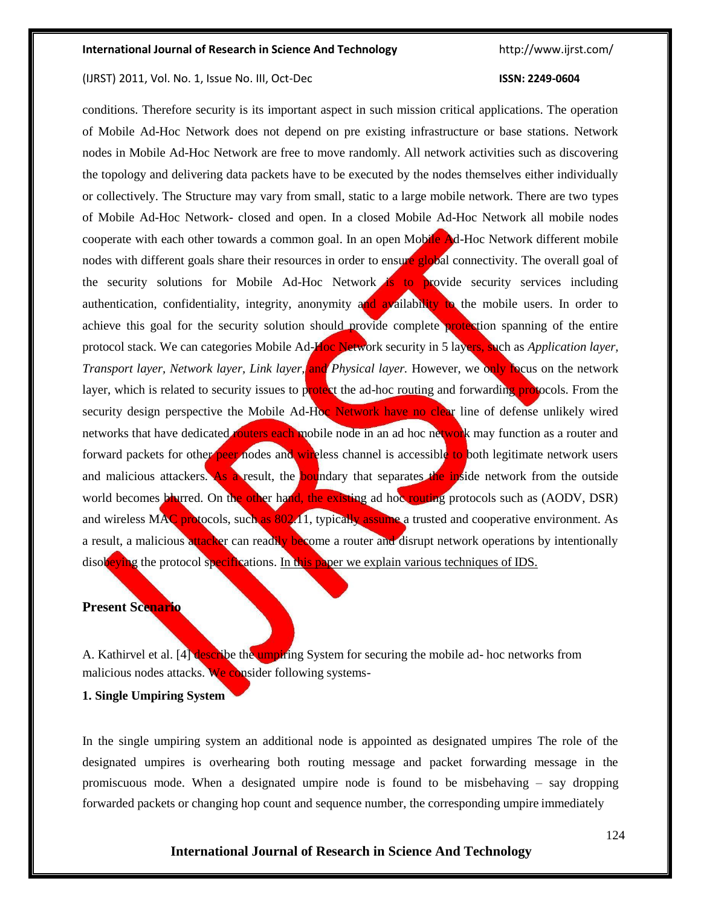conditions. Therefore security is its important aspect in such mission critical applications. The operation of Mobile Ad-Hoc Network does not depend on pre existing infrastructure or base stations. Network nodes in Mobile Ad-Hoc Network are free to move randomly. All network activities such as discovering the topology and delivering data packets have to be executed by the nodes themselves either individually or collectively. The Structure may vary from small, static to a large mobile network. There are two types of Mobile Ad-Hoc Network- closed and open. In a closed Mobile Ad-Hoc Network all mobile nodes cooperate with each other towards a common goal. In an open Mobile Ad-Hoc Network different mobile nodes with different goals share their resources in order to ensure global connectivity. The overall goal of the security solutions for Mobile Ad-Hoc Network is to provide security services including authentication, confidentiality, integrity, anonymity and availability to the mobile users. In order to achieve this goal for the security solution should provide complete protection spanning of the entire protocol stack. We can categories Mobile Ad-Hoc Network security in 5 layers, such as *Application layer, Transport layer, Network layer, Link layer,* and *Physical layer.* However, we only focus on the network layer, which is related to security issues to protect the ad-hoc routing and forwarding protocols. From the security design perspective the Mobile Ad-Hoc Network have no clear line of defense unlikely wired networks that have dedicated routers each mobile node in an ad hoc network may function as a router and forward packets for other peer nodes and wireless channel is accessible to both legitimate network users and malicious attackers. As a result, the boundary that separates the inside network from the outside world becomes blurred. On the other hand, the existing ad hoc routing protocols such as (AODV, DSR) and wireless MAC protocols, such as 802.11, typically assume a trusted and cooperative environment. As a result, a malicious attacker can readily become a router and disrupt network operations by intentionally disobeying the protocol specifications. In this paper we explain various techniques of IDS.

## Present Scenario

A. Kathirvel et al. [4] describe the umpiring System for securing the mobile ad- hoc networks from malicious nodes attacks. We consider following systems-

### 1. Single Umpiring System

In the single umpiring system an additional node is appointed as designated umpires The role of the designated umpires is overhearing both routing message and packet forwarding message in the promiscuous mode. When a designated umpire node is found to be misbehaving – say dropping forwarded packets or changing hop count and sequence number, the corresponding umpire immediately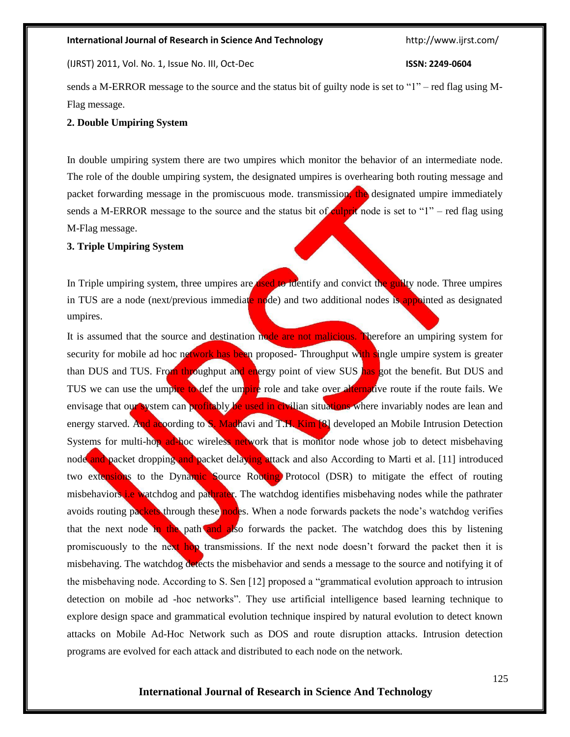sends a M-ERROR message to the source and the status bit of guilty node is set to "1" – red flag using M-Flag message.

**2. Double Umpiring System**

In double umpiring system there are two umpires which monitor the behavior of an intermediate node. The role of the double umpiring system, the designated umpires is overhearing both routing message and packet forwarding message in the promiscuous mode. transmission, the designated umpire immediately sends a M-ERROR message to the source and the status bit of culprit node is set to "1" – red flag using M-Flag message.

**3. Triple Umpiring System**

In Triple umpiring system, three umpires are used to identify and convict the guilty node. Three umpires in TUS are a node (next/previous immediate node) and two additional nodes is appointed as designated umpires.

It is assumed that the source and destination node are not malicious. Therefore an umpiring system for security for mobile ad hoc network has been proposed- Throughput with single umpire system is greater than DUS and TUS. From throughput and energy point of view SUS has got the benefit. But DUS and TUS we can use the umpire to def the umpire role and take over alternative route if the route fails. We envisage that our system can profitably be used in civilian situations where invariably nodes are lean and energy starved. And according to S. Madhavi and T.H. Kim [8] developed an Mobile Intrusion Detection Systems for multi-hop ad-hoc wireless network that is monitor node whose job to detect misbehaving node and packet dropping and packet delaying attack and also According to Marti et al. [11] introduced two extensions to the Dynamic Source Routing Protocol (DSR) to mitigate the effect of routing misbehaviors i.e watchdog and pathrater. The watchdog identifies misbehaving nodes while the pathrater avoids routing packets through these nodes. When a node forwards packets the node's watchdog verifies that the next node in the path and also forwards the packet. The watchdog does this by listening promiscuously to the next hop transmissions. If the next node doesn't forward the packet then it is misbehaving. The watchdog detects the misbehavior and sends a message to the source and notifying it of the misbehaving node. According to S. Sen [12] proposed a "grammatical evolution approach to intrusion detection on mobile ad -hoc networks". They use artificial intelligence based learning technique to explore design space and grammatical evolution technique inspired by natural evolution to detect known attacks on Mobile Ad-Hoc Network such as DOS and route disruption attacks. Intrusion detection programs are evolved for each attack and distributed to each node on the network.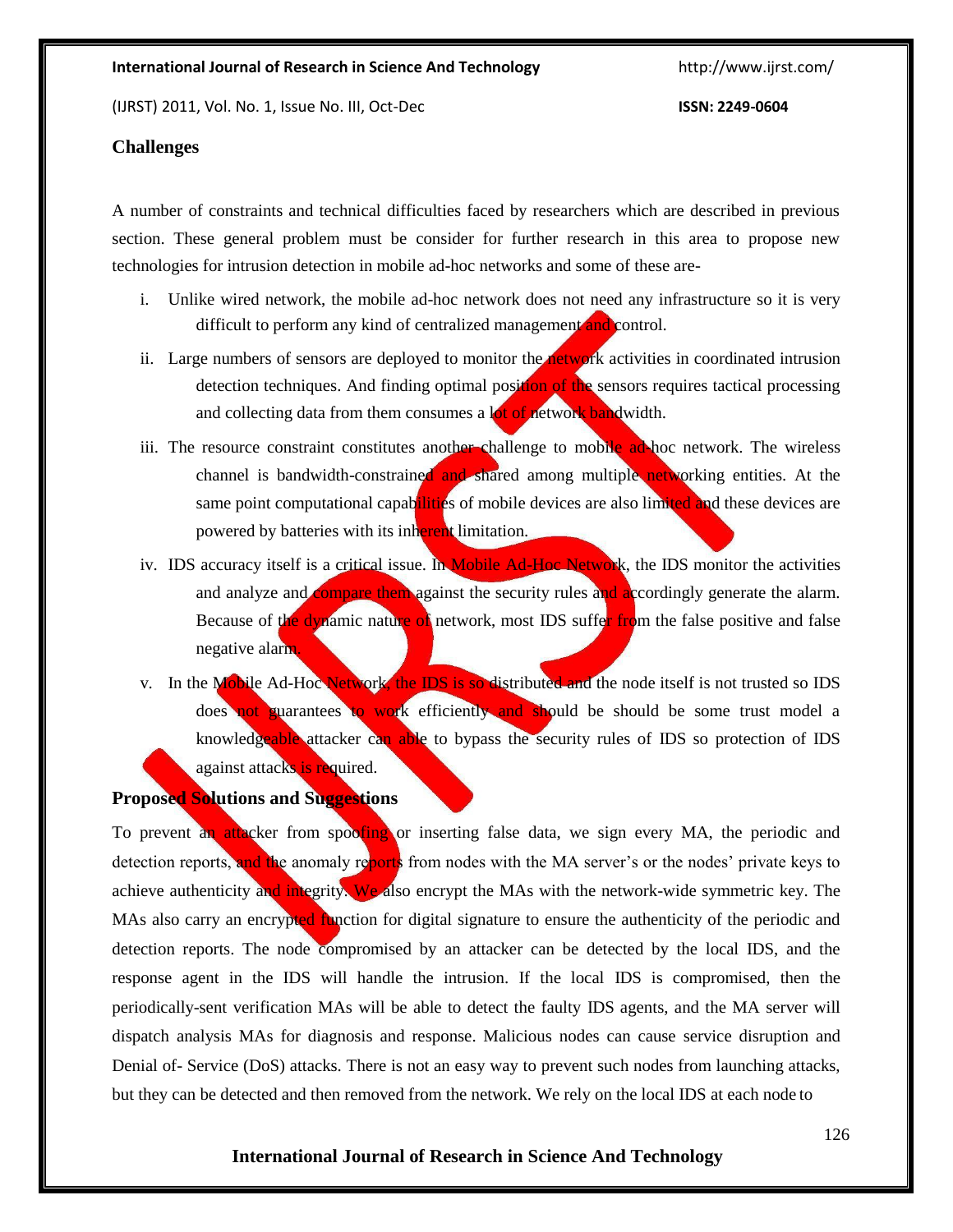## Challenges

A number of constraints and technical difficulties faced by researchers which are described in previous section. These general problem must be consider for further research in this area to propose new technologies for intrusion detection in mobile ad-hoc networks and some of these are-

i. Unlike wired network, the mobile ad-hoc network does not need any infrastructure so it is very difficult to perform any kind of centralized management and control.

ii. Large numbers of sensors are deployed to monitor the network activities in coordinated intrusion detection techniques. And finding optimal position of the sensors requires tactical processing and collecting data from them consumes a lot of network bandwidth.

iii. The resource constraint constitutes another challenge to mobile ad-hoc network. The wireless channel is bandwidth-constrained and shared among multiple networking entities. At the same point computational capabilities of mobile devices are also limited and these devices are powered by batteries with its inherent limitation.

iv. IDS accuracy itself is a critical issue. In Mobile Ad-Hoc Network, the IDS monitor the activities and analyze and compare them against the security rules and accordingly generate the alarm. Because of the dynamic nature of network, most IDS suffer from the false positive and false negative alarm.

v. In the Mobile Ad-Hoc Network, the IDS is so distributed and the node itself is not trusted so IDS does not guarantees to work efficiently and should be should be some trust model a knowledgeable attacker can able to bypass the security rules of IDS so protection of IDS against attacks is required.

## Proposed Solutions and Suggestions

To prevent an attacker from spoofing or inserting false data, we sign every MA, the periodic and detection reports, and the anomaly reports from nodes with the MA server's or the nodes' private keys to achieve authenticity and integrity. We also encrypt the MAs with the network-wide symmetric key. The MAs also carry an encrypted function for digital signature to ensure the authenticity of the periodic and detection reports. The node compromised by an attacker can be detected by the local IDS, and the response agent in the IDS will handle the intrusion. If the local IDS is compromised, then the periodically-sent verification MAs will be able to detect the faulty IDS agents, and the MA server will dispatch analysis MAs for diagnosis and response. Malicious nodes can cause service disruption and Denial of- Service (DoS) attacks. There is not an easy way to prevent such nodes from launching attacks, but they can be detected and then removed from the network. We rely on the local IDS at each node to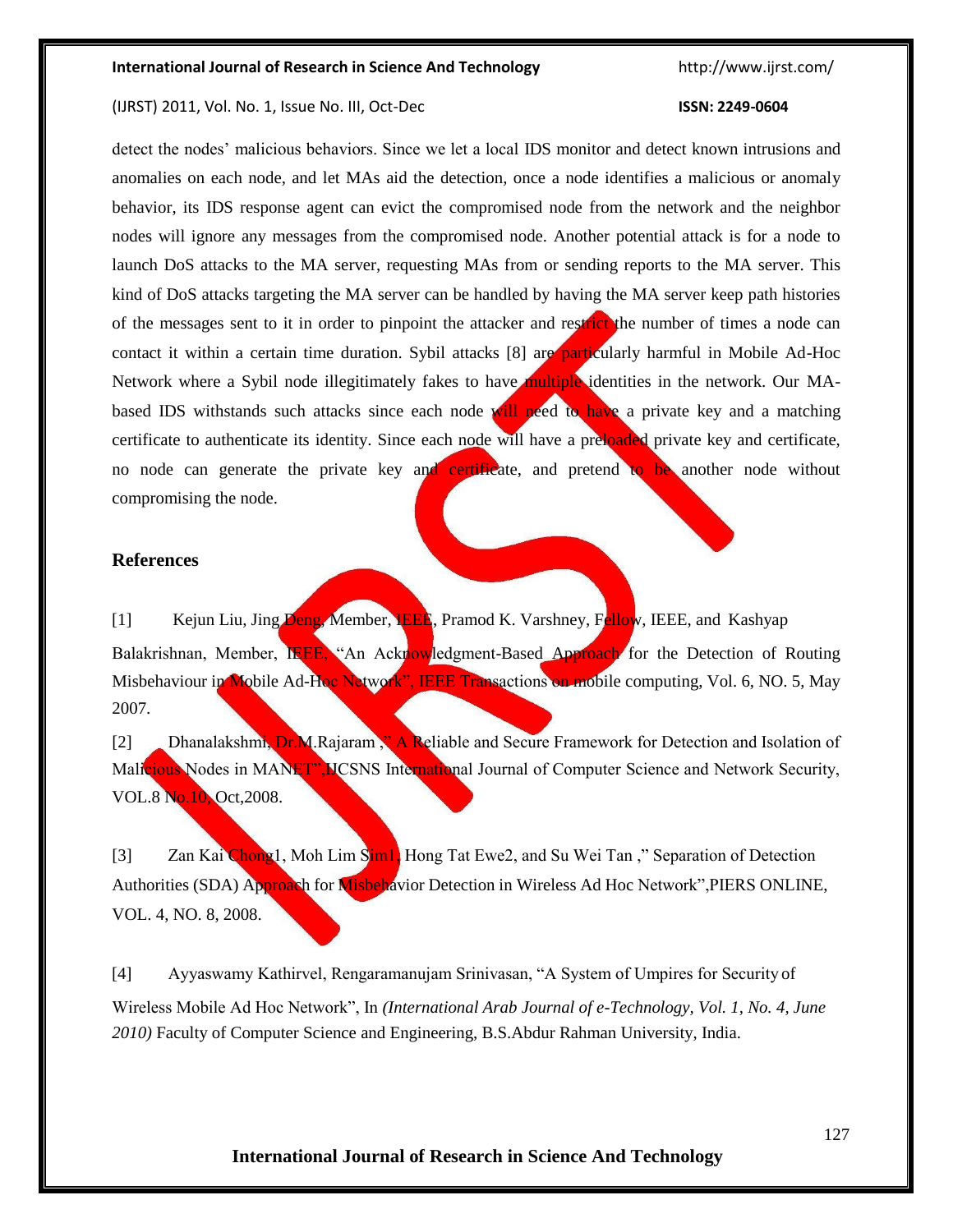detect the nodes' malicious behaviors. Since we let a local IDS monitor and detect known intrusions and anomalies on each node, and let MAs aid the detection, once a node identifies a malicious or anomaly behavior, its IDS response agent can evict the compromised node from the network and the neighbor nodes will ignore any messages from the compromised node. Another potential attack is for a node to launch DoS attacks to the MA server, requesting MAs from or sending reports to the MA server. This kind of DoS attacks targeting the MA server can be handled by having the MA server keep path histories of the messages sent to it in order to pinpoint the attacker and restrict the number of times a node can contact it within a certain time duration. Sybil attacks [8] are particularly harmful in Mobile Ad-Hoc Network where a Sybil node illegitimately fakes to have multiple identities in the network. Our MA-based IDS withstands such attacks since each node will need to have a private key and a matching certificate to authenticate its identity. Since each node will have a preloaded private key and certificate, no node can generate the private key and certificate, and pretend to be another node without compromising the node.

## References

[1] Kejun Liu, Jing Deng, Member, IEEE, Pramod K. Varshney, Fellow, IEEE, and Kashyap Balakrishnan, Member, IEEE, "An Acknowledgment-Based Approach for the Detection of Routing Misbehaviour in Mobile Ad-Hoc Network", IEEE Transactions on mobile computing, Vol. 6, NO. 5, May 2007.

[2] Dhanalakshmi, Dr.M.Rajaram ," A Reliable and Secure Framework for Detection and Isolation of Malicious Nodes in MANET",IJCSNS International Journal of Computer Science and Network Security, VOL.8 No.10, Oct,2008.

[3] Zan Kai Chong1, Moh Lim Sim1, Hong Tat Ewe2, and Su Wei Tan ," Separation of Detection Authorities (SDA) Approach for Misbehavior Detection in Wireless Ad Hoc Network",PIERS ONLINE, VOL. 4, NO. 8, 2008.

[4] Ayyaswamy Kathirvel, Rengaramanujam Srinivasan, "A System of Umpires for Security of Wireless Mobile Ad Hoc Network", In *(International Arab Journal of e-Technology, Vol. 1, No. 4, June 2010)* Faculty of Computer Science and Engineering, B.S.Abdur Rahman University, India.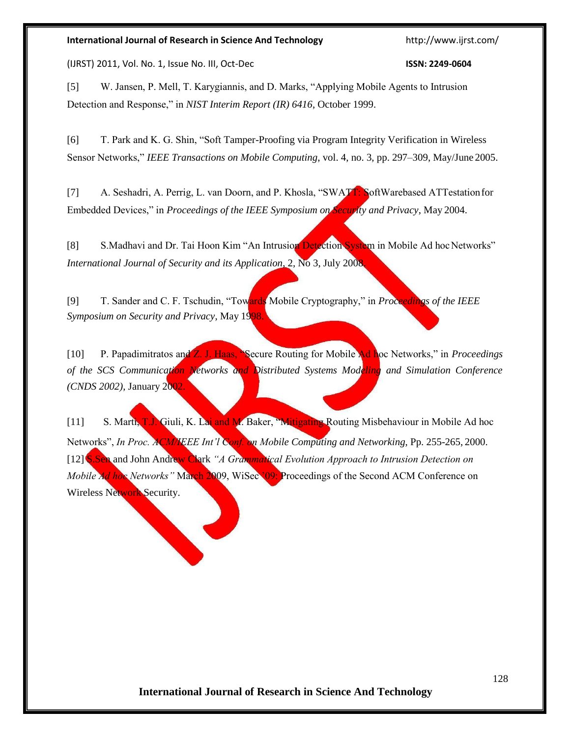[5] W. Jansen, P. Mell, T. Karygiannis, and D. Marks, "Applying Mobile Agents to Intrusion Detection and Response," in *NIST Interim Report (IR) 6416*, October 1999.

[6] T. Park and K. G. Shin, "Soft Tamper-Proofing via Program Integrity Verification in Wireless Sensor Networks," *IEEE Transactions on Mobile Computing*, vol. 4, no. 3, pp. 297–309, May/June 2005.

[7] A. Seshadri, A. Perrig, L. van Doorn, and P. Khosla, "SWATT: SoftWarebased ATTestation for Embedded Devices," in *Proceedings of the IEEE Symposium on Security and Privacy*, May 2004.

[8] S.Madhavi and Dr. Tai Hoon Kim "An Intrusion Detection System in Mobile Ad hoc Networks" *International Journal of Security and its Application*, 2, No 3, July 2008.

[9] T. Sander and C. F. Tschudin, "Towards Mobile Cryptography," in *Proceedings of the IEEE Symposium on Security and Privacy*, May 1998.

[10] P. Papadimitratos and Z. J. Haas, "Secure Routing for Mobile Ad hoc Networks," in *Proceedings of the SCS Communication Networks and Distributed Systems Modeling and Simulation Conference (CNDS 2002)*, January 2002.

[11] S. Marti, T.J. Giuli, K. Lai and M. Baker, "Mitigating Routing Misbehaviour in Mobile Ad hoc Networks", *In Proc. ACM/IEEE Int'l Conf. on Mobile Computing and Networking*, Pp. 255-265, 2000.

[12] S.Sen and John Andrew Clark *"A Grammatical Evolution Approach to Intrusion Detection on Mobile Ad hoc Networks"* March 2009, WiSec '09: Proceedings of the Second ACM Conference on Wireless Network Security.